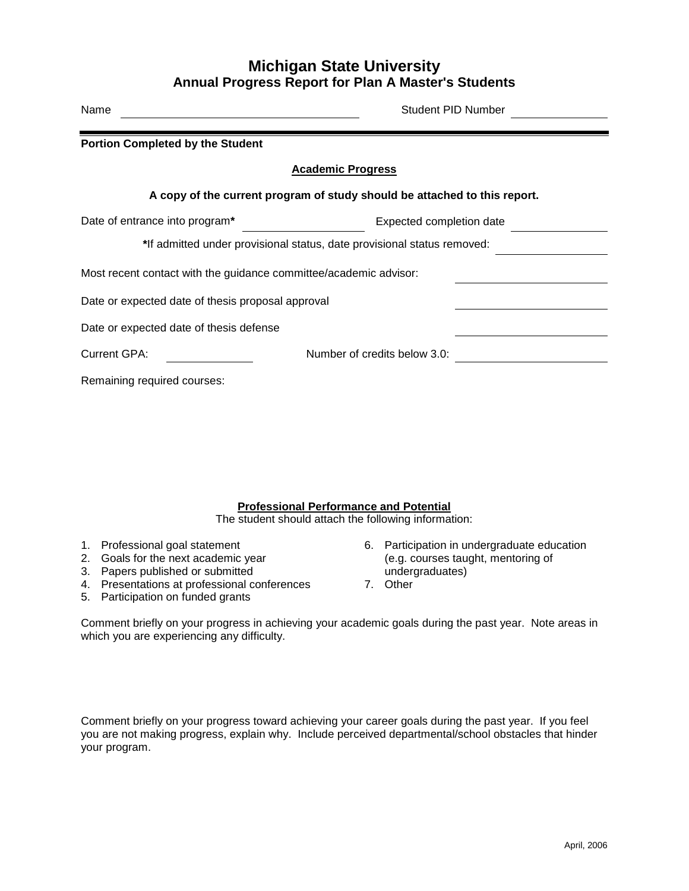# Michigan State University
## Annual Progress Report for Plan A Master's Students

Name ______________________________ Student PID Number ______________

---

**Portion Completed by the Student**

### Academic Progress

**A copy of the current program of study should be attached to this report.**

Date of entrance into program**\*** ______________ Expected completion date ______________

**\***If admitted under provisional status, date provisional status removed: ______________

Most recent contact with the guidance committee/academic advisor: ______________

Date or expected date of thesis proposal approval ______________

Date or expected date of thesis defense ______________

Current GPA: ____________ Number of credits below 3.0: ______________

Remaining required courses:

### Professional Performance and Potential

The student should attach the following information:

1. Professional goal statement
2. Goals for the next academic year
3. Papers published or submitted
4. Presentations at professional conferences
5. Participation on funded grants
6. Participation in undergraduate education (e.g. courses taught, mentoring of undergraduates)
7. Other

Comment briefly on your progress in achieving your academic goals during the past year. Note areas in which you are experiencing any difficulty.

Comment briefly on your progress toward achieving your career goals during the past year. If you feel you are not making progress, explain why. Include perceived departmental/school obstacles that hinder your program.

April, 2006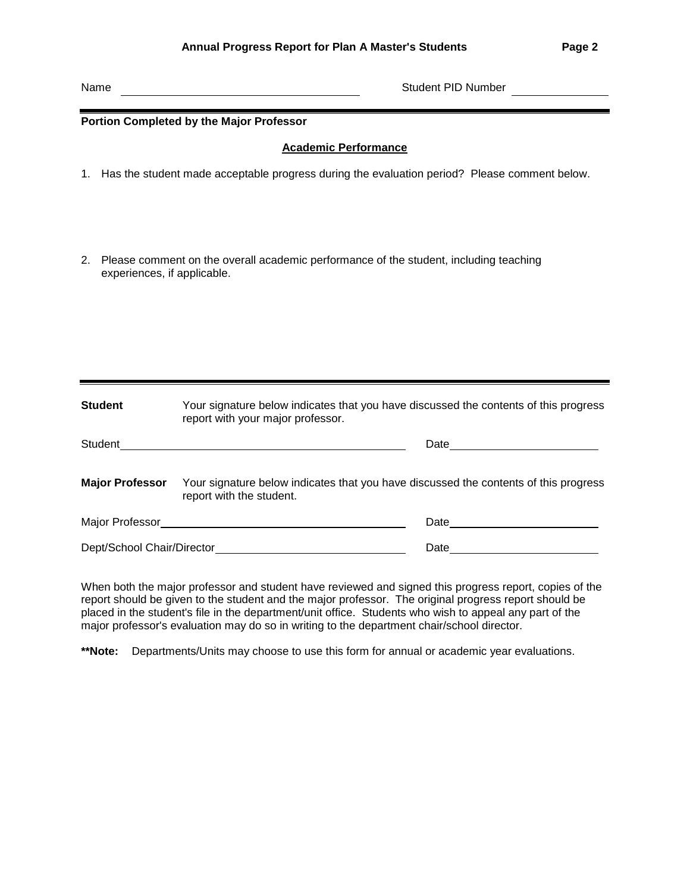Name ______________________________ Student PID Number ______________

**Portion Completed by the Major Professor**

## Academic Performance

1. Has the student made acceptable progress during the evaluation period? Please comment below.

2. Please comment on the overall academic performance of the student, including teaching experiences, if applicable.

---

**Student** Your signature below indicates that you have discussed the contents of this progress report with your major professor.

Student ______________________________ Date ____________________

**Major Professor** Your signature below indicates that you have discussed the contents of this progress report with the student.

Major Professor ______________________________ Date ____________________

Dept/School Chair/Director ______________________________ Date ____________________

When both the major professor and student have reviewed and signed this progress report, copies of the report should be given to the student and the major professor. The original progress report should be placed in the student's file in the department/unit office. Students who wish to appeal any part of the major professor's evaluation may do so in writing to the department chair/school director.

**\*\*Note:** Departments/Units may choose to use this form for annual or academic year evaluations.